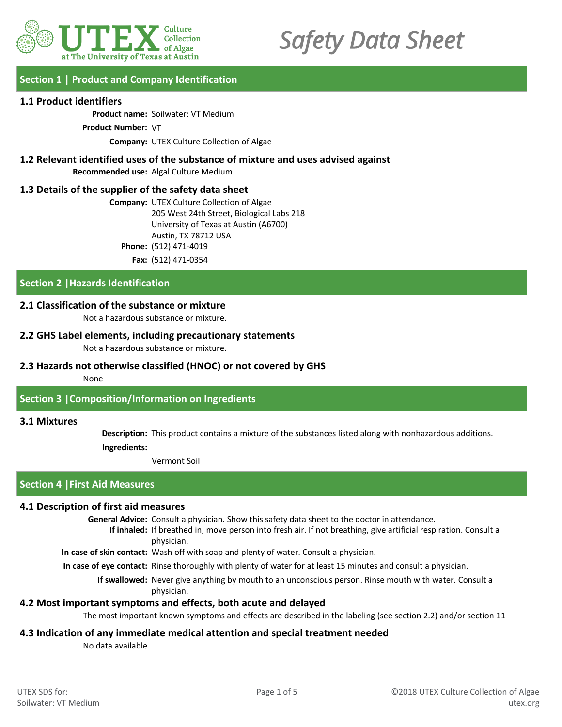UTEX Culture Collection of Algae at The University of Texas at Austin

# Safety Data Sheet

## Section 1 | Product and Company Identification

### 1.1 Product identifiers

**Product name:** Soilwater: VT Medium

**Product Number:** VT

**Company:** UTEX Culture Collection of Algae

### 1.2 Relevant identified uses of the substance of mixture and uses advised against

**Recommended use:** Algal Culture Medium

### 1.3 Details of the supplier of the safety data sheet

**Company:** UTEX Culture Collection of Algae
205 West 24th Street, Biological Labs 218
University of Texas at Austin (A6700)
Austin, TX 78712 USA

**Phone:** (512) 471-4019

**Fax:** (512) 471-0354

## Section 2 | Hazards Identification

### 2.1 Classification of the substance or mixture

Not a hazardous substance or mixture.

### 2.2 GHS Label elements, including precautionary statements

Not a hazardous substance or mixture.

### 2.3 Hazards not otherwise classified (HNOC) or not covered by GHS

None

## Section 3 | Composition/Information on Ingredients

### 3.1 Mixtures

**Description:** This product contains a mixture of the substances listed along with nonhazardous additions.

**Ingredients:**

Vermont Soil

## Section 4 | First Aid Measures

### 4.1 Description of first aid measures

**General Advice:** Consult a physician. Show this safety data sheet to the doctor in attendance.

**If inhaled:** If breathed in, move person into fresh air. If not breathing, give artificial respiration. Consult a physician.

**In case of skin contact:** Wash off with soap and plenty of water. Consult a physician.

**In case of eye contact:** Rinse thoroughly with plenty of water for at least 15 minutes and consult a physician.

**If swallowed:** Never give anything by mouth to an unconscious person. Rinse mouth with water. Consult a physician.

### 4.2 Most important symptoms and effects, both acute and delayed

The most important known symptoms and effects are described in the labeling (see section 2.2) and/or section 11

### 4.3 Indication of any immediate medical attention and special treatment needed

No data available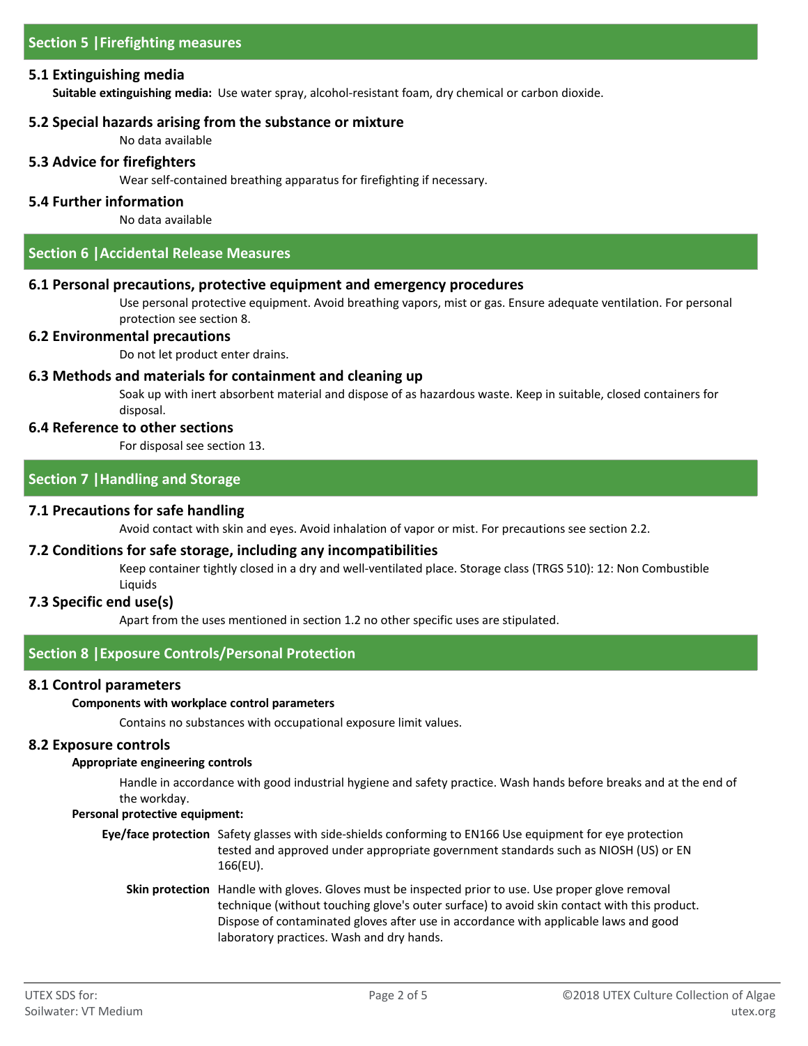## Section 5 | Firefighting measures

### 5.1 Extinguishing media

**Suitable extinguishing media:** Use water spray, alcohol-resistant foam, dry chemical or carbon dioxide.

### 5.2 Special hazards arising from the substance or mixture

No data available

### 5.3 Advice for firefighters

Wear self-contained breathing apparatus for firefighting if necessary.

### 5.4 Further information

No data available

## Section 6 | Accidental Release Measures

### 6.1 Personal precautions, protective equipment and emergency procedures

Use personal protective equipment. Avoid breathing vapors, mist or gas. Ensure adequate ventilation. For personal protection see section 8.

### 6.2 Environmental precautions

Do not let product enter drains.

### 6.3 Methods and materials for containment and cleaning up

Soak up with inert absorbent material and dispose of as hazardous waste. Keep in suitable, closed containers for disposal.

### 6.4 Reference to other sections

For disposal see section 13.

## Section 7 | Handling and Storage

### 7.1 Precautions for safe handling

Avoid contact with skin and eyes. Avoid inhalation of vapor or mist. For precautions see section 2.2.

### 7.2 Conditions for safe storage, including any incompatibilities

Keep container tightly closed in a dry and well-ventilated place. Storage class (TRGS 510): 12: Non Combustible Liquids

### 7.3 Specific end use(s)

Apart from the uses mentioned in section 1.2 no other specific uses are stipulated.

## Section 8 | Exposure Controls/Personal Protection

### 8.1 Control parameters

**Components with workplace control parameters**

Contains no substances with occupational exposure limit values.

### 8.2 Exposure controls

**Appropriate engineering controls**

Handle in accordance with good industrial hygiene and safety practice. Wash hands before breaks and at the end of the workday.

**Personal protective equipment:**

**Eye/face protection** Safety glasses with side-shields conforming to EN166 Use equipment for eye protection tested and approved under appropriate government standards such as NIOSH (US) or EN 166(EU).

**Skin protection** Handle with gloves. Gloves must be inspected prior to use. Use proper glove removal technique (without touching glove's outer surface) to avoid skin contact with this product. Dispose of contaminated gloves after use in accordance with applicable laws and good laboratory practices. Wash and dry hands.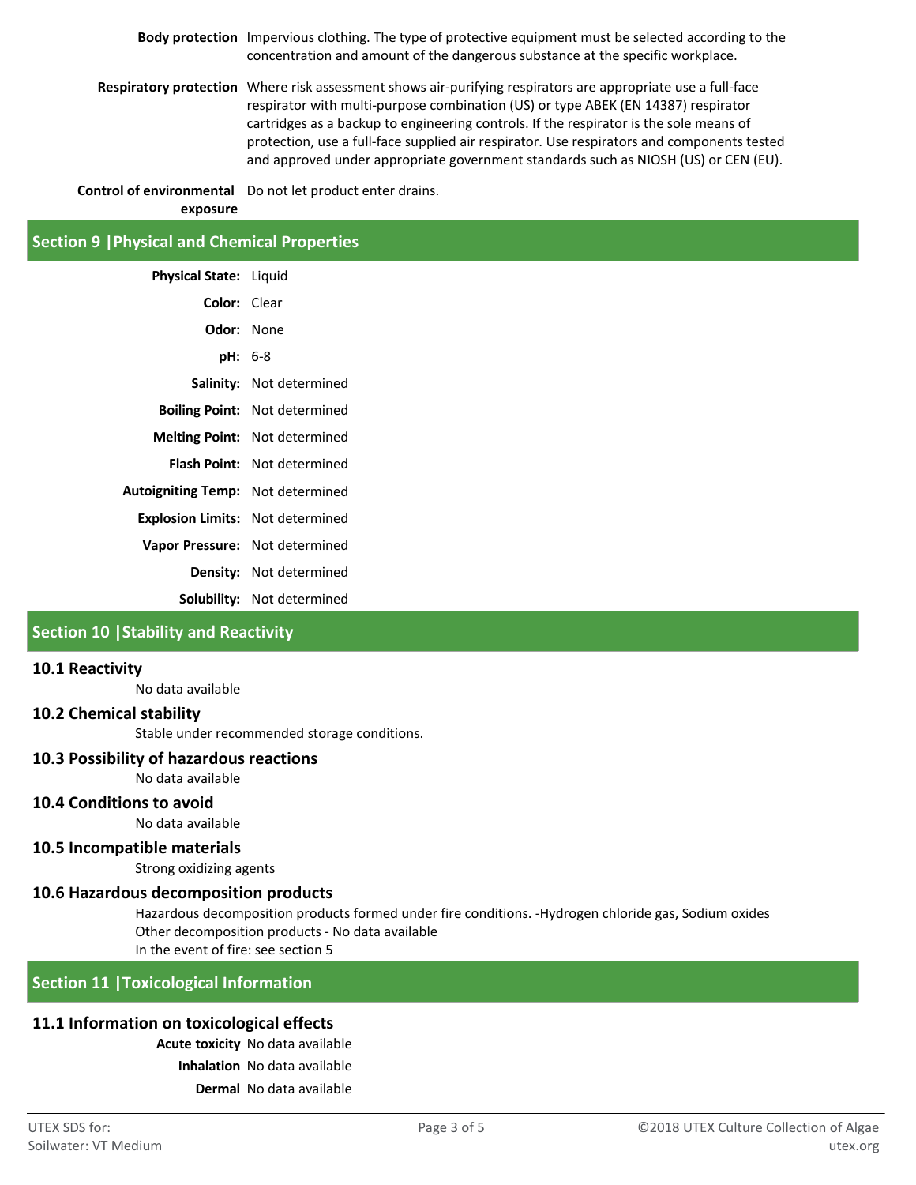**Body protection** Impervious clothing. The type of protective equipment must be selected according to the concentration and amount of the dangerous substance at the specific workplace.

**Respiratory protection** Where risk assessment shows air-purifying respirators are appropriate use a full-face respirator with multi-purpose combination (US) or type ABEK (EN 14387) respirator cartridges as a backup to engineering controls. If the respirator is the sole means of protection, use a full-face supplied air respirator. Use respirators and components tested and approved under appropriate government standards such as NIOSH (US) or CEN (EU).

**Control of environmental exposure** Do not let product enter drains.

## Section 9 | Physical and Chemical Properties

**Physical State:** Liquid

**Color:** Clear

**Odor:** None

**pH:** 6-8

**Salinity:** Not determined

**Boiling Point:** Not determined

**Melting Point:** Not determined

**Flash Point:** Not determined

**Autoigniting Temp:** Not determined

**Explosion Limits:** Not determined

**Vapor Pressure:** Not determined

**Density:** Not determined

**Solubility:** Not determined

## Section 10 | Stability and Reactivity

### 10.1 Reactivity

No data available

### 10.2 Chemical stability

Stable under recommended storage conditions.

### 10.3 Possibility of hazardous reactions

No data available

### 10.4 Conditions to avoid

No data available

### 10.5 Incompatible materials

Strong oxidizing agents

### 10.6 Hazardous decomposition products

Hazardous decomposition products formed under fire conditions. -Hydrogen chloride gas, Sodium oxides
Other decomposition products - No data available
In the event of fire: see section 5

## Section 11 | Toxicological Information

### 11.1 Information on toxicological effects

**Acute toxicity** No data available

**Inhalation** No data available

**Dermal** No data available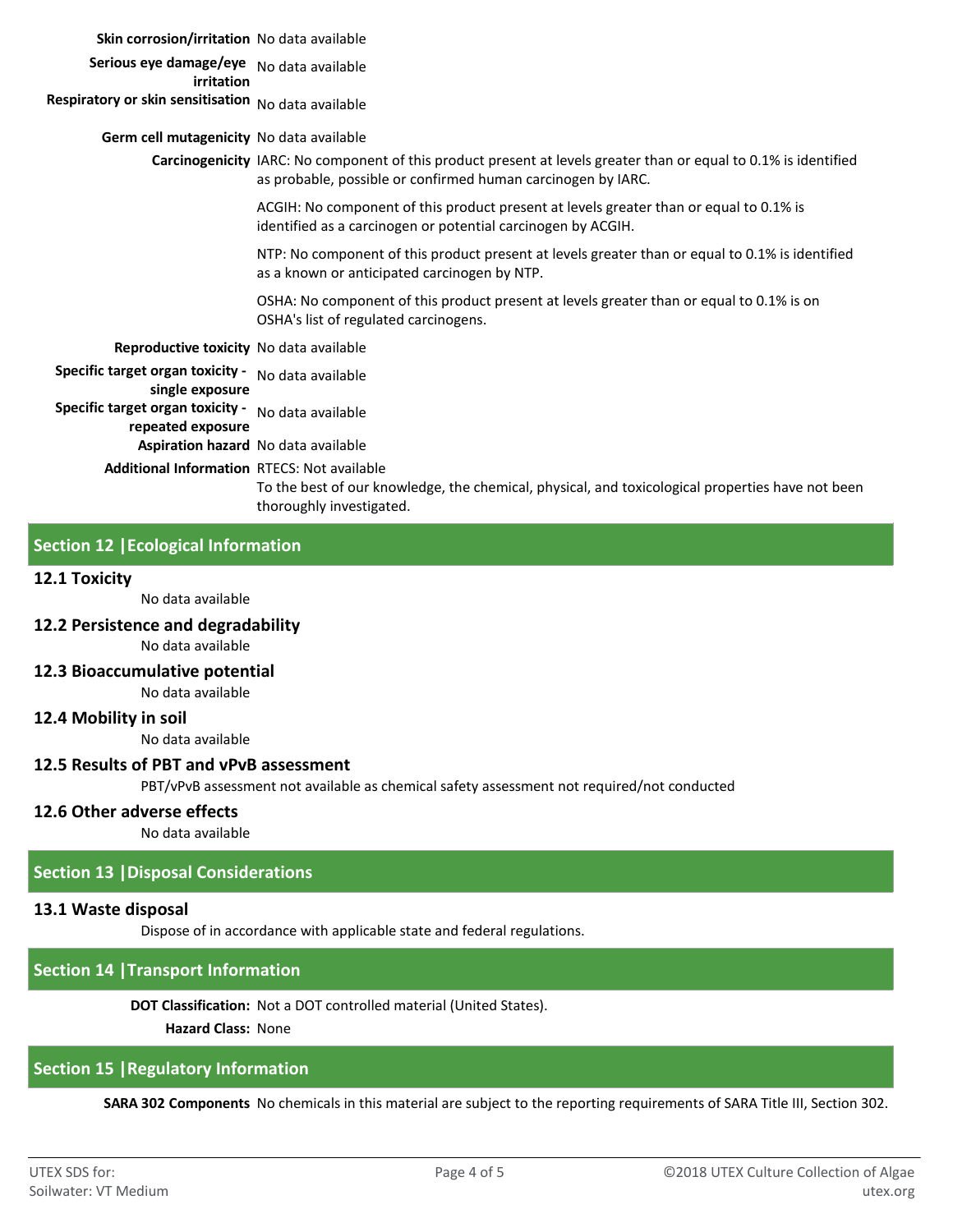**Skin corrosion/irritation** No data available

**Serious eye damage/eye irritation** No data available

**Respiratory or skin sensitisation** No data available

**Germ cell mutagenicity** No data available

**Carcinogenicity** IARC: No component of this product present at levels greater than or equal to 0.1% is identified as probable, possible or confirmed human carcinogen by IARC.

ACGIH: No component of this product present at levels greater than or equal to 0.1% is identified as a carcinogen or potential carcinogen by ACGIH.

NTP: No component of this product present at levels greater than or equal to 0.1% is identified as a known or anticipated carcinogen by NTP.

OSHA: No component of this product present at levels greater than or equal to 0.1% is on OSHA's list of regulated carcinogens.

**Reproductive toxicity** No data available

**Specific target organ toxicity - single exposure** No data available

**Specific target organ toxicity - repeated exposure** No data available

**Aspiration hazard** No data available

**Additional Information** RTECS: Not available

To the best of our knowledge, the chemical, physical, and toxicological properties have not been thoroughly investigated.

## Section 12 | Ecological Information

### 12.1 Toxicity

No data available

### 12.2 Persistence and degradability

No data available

### 12.3 Bioaccumulative potential

No data available

### 12.4 Mobility in soil

No data available

### 12.5 Results of PBT and vPvB assessment

PBT/vPvB assessment not available as chemical safety assessment not required/not conducted

### 12.6 Other adverse effects

No data available

## Section 13 | Disposal Considerations

### 13.1 Waste disposal

Dispose of in accordance with applicable state and federal regulations.

## Section 14 | Transport Information

**DOT Classification:** Not a DOT controlled material (United States).

**Hazard Class:** None

## Section 15 | Regulatory Information

**SARA 302 Components** No chemicals in this material are subject to the reporting requirements of SARA Title III, Section 302.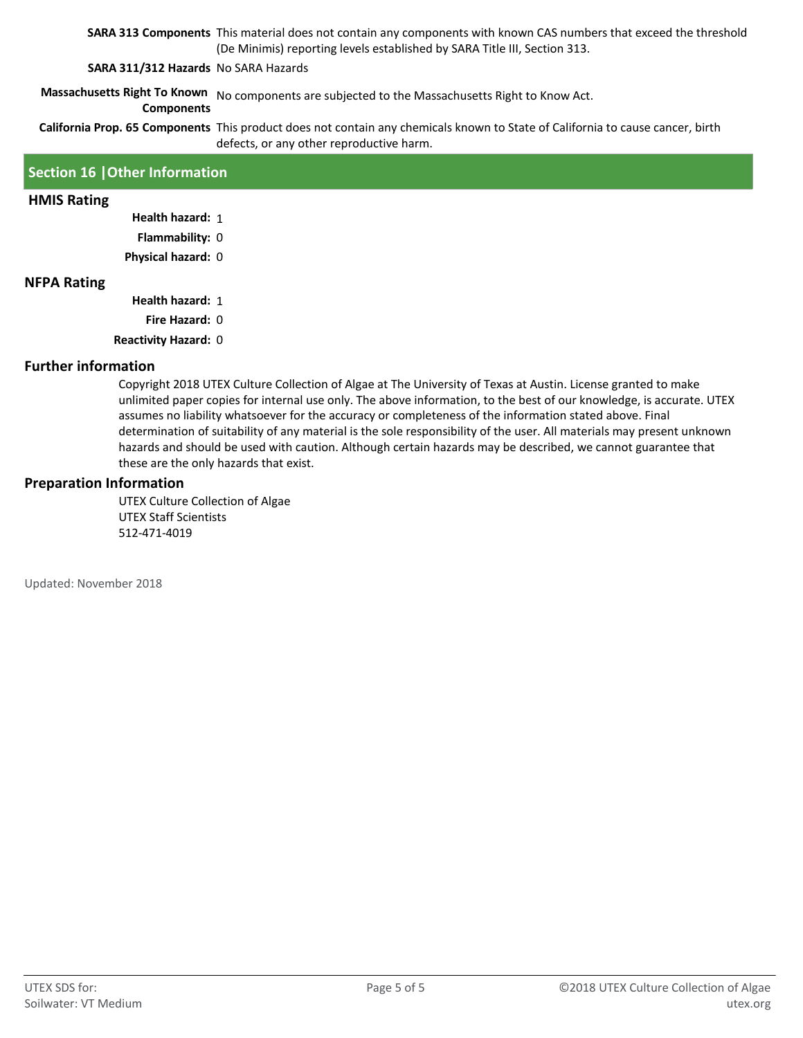**SARA 313 Components** This material does not contain any components with known CAS numbers that exceed the threshold (De Minimis) reporting levels established by SARA Title III, Section 313.

**SARA 311/312 Hazards** No SARA Hazards

**Massachusetts Right To Known Components** No components are subjected to the Massachusetts Right to Know Act.

**California Prop. 65 Components** This product does not contain any chemicals known to State of California to cause cancer, birth defects, or any other reproductive harm.

## Section 16 |Other Information

### HMIS Rating

**Health hazard:** 1

**Flammability:** 0

**Physical hazard:** 0

### NFPA Rating

**Health hazard:** 1

**Fire Hazard:** 0

**Reactivity Hazard:** 0

### Further information

Copyright 2018 UTEX Culture Collection of Algae at The University of Texas at Austin. License granted to make unlimited paper copies for internal use only. The above information, to the best of our knowledge, is accurate. UTEX assumes no liability whatsoever for the accuracy or completeness of the information stated above. Final determination of suitability of any material is the sole responsibility of the user. All materials may present unknown hazards and should be used with caution. Although certain hazards may be described, we cannot guarantee that these are the only hazards that exist.

### Preparation Information

UTEX Culture Collection of Algae
UTEX Staff Scientists
512-471-4019

Updated: November 2018